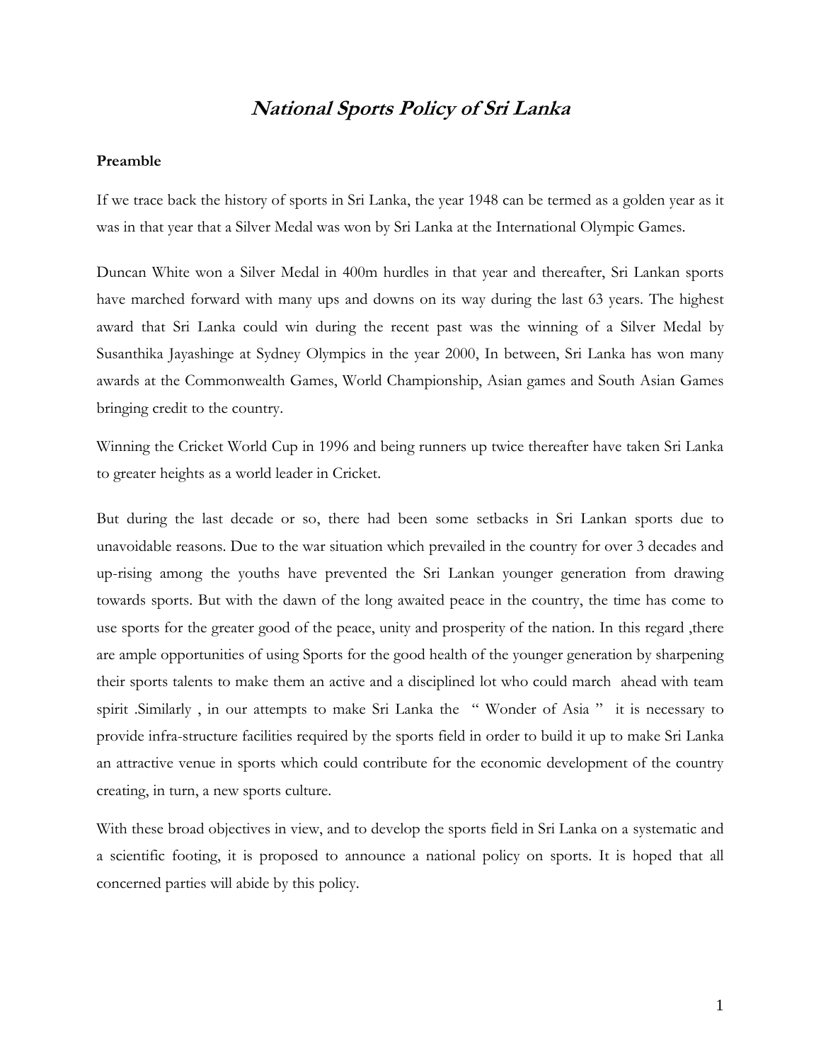# *National Sports Policy of Sri Lanka*

**Preamble**

If we trace back the history of sports in Sri Lanka, the year 1948 can be termed as a golden year as it was in that year that a Silver Medal was won by Sri Lanka at the International Olympic Games.

Duncan White won a Silver Medal in 400m hurdles in that year and thereafter, Sri Lankan sports have marched forward with many ups and downs on its way during the last 63 years. The highest award that Sri Lanka could win during the recent past was the winning of a Silver Medal by Susanthika Jayashinge at Sydney Olympics in the year 2000, In between, Sri Lanka has won many awards at the Commonwealth Games, World Championship, Asian games and South Asian Games bringing credit to the country.

Winning the Cricket World Cup in 1996 and being runners up twice thereafter have taken Sri Lanka to greater heights as a world leader in Cricket.

But during the last decade or so, there had been some setbacks in Sri Lankan sports due to unavoidable reasons. Due to the war situation which prevailed in the country for over 3 decades and up-rising among the youths have prevented the Sri Lankan younger generation from drawing towards sports. But with the dawn of the long awaited peace in the country, the time has come to use sports for the greater good of the peace, unity and prosperity of the nation. In this regard ,there are ample opportunities of using Sports for the good health of the younger generation by sharpening their sports talents to make them an active and a disciplined lot who could march ahead with team spirit .Similarly , in our attempts to make Sri Lanka the " Wonder of Asia " it is necessary to provide infra-structure facilities required by the sports field in order to build it up to make Sri Lanka an attractive venue in sports which could contribute for the economic development of the country creating, in turn, a new sports culture.

With these broad objectives in view, and to develop the sports field in Sri Lanka on a systematic and a scientific footing, it is proposed to announce a national policy on sports. It is hoped that all concerned parties will abide by this policy.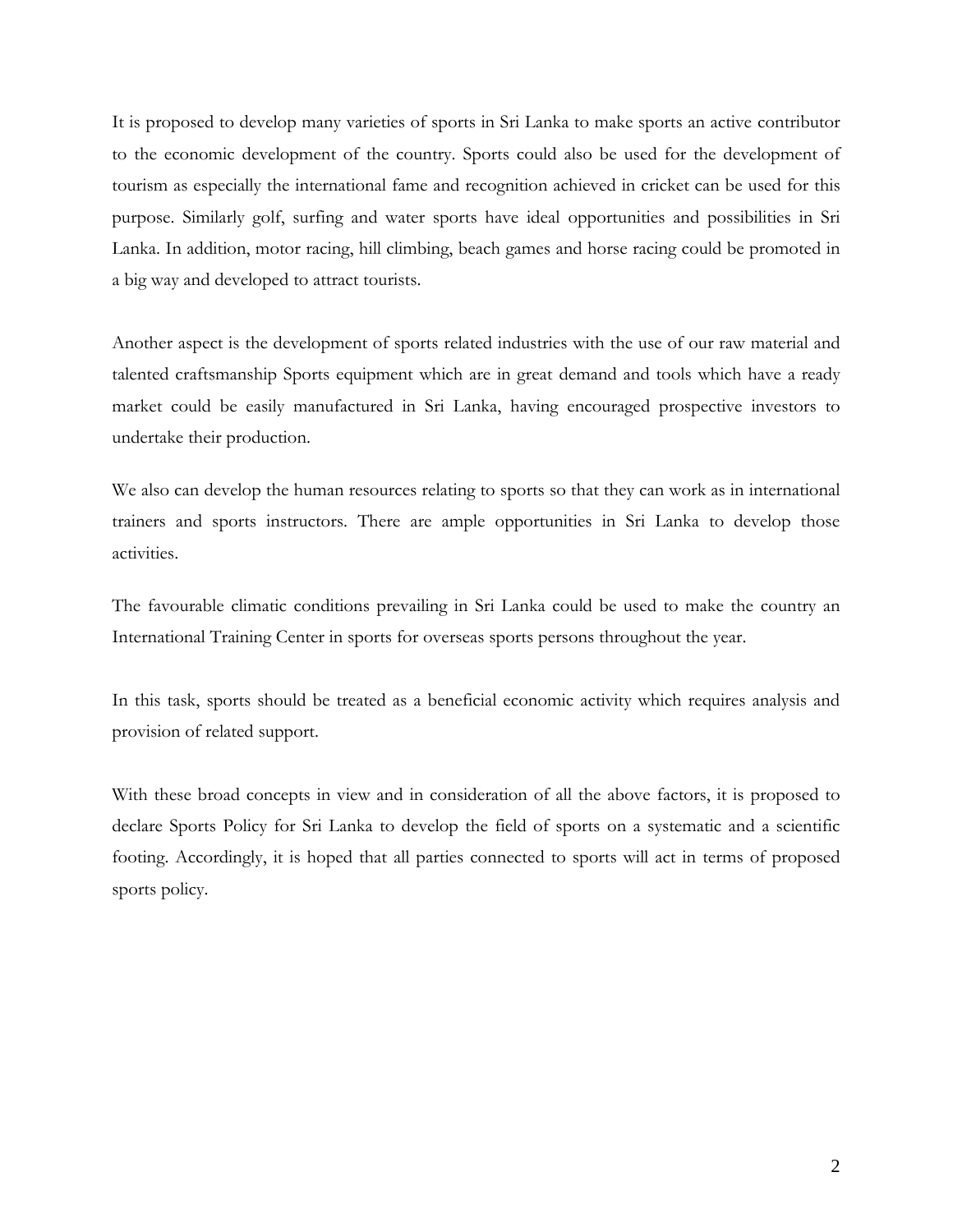It is proposed to develop many varieties of sports in Sri Lanka to make sports an active contributor to the economic development of the country. Sports could also be used for the development of tourism as especially the international fame and recognition achieved in cricket can be used for this purpose. Similarly golf, surfing and water sports have ideal opportunities and possibilities in Sri Lanka. In addition, motor racing, hill climbing, beach games and horse racing could be promoted in a big way and developed to attract tourists.

Another aspect is the development of sports related industries with the use of our raw material and talented craftsmanship Sports equipment which are in great demand and tools which have a ready market could be easily manufactured in Sri Lanka, having encouraged prospective investors to undertake their production.

We also can develop the human resources relating to sports so that they can work as in international trainers and sports instructors. There are ample opportunities in Sri Lanka to develop those activities.

The favourable climatic conditions prevailing in Sri Lanka could be used to make the country an International Training Center in sports for overseas sports persons throughout the year.

In this task, sports should be treated as a beneficial economic activity which requires analysis and provision of related support.

With these broad concepts in view and in consideration of all the above factors, it is proposed to declare Sports Policy for Sri Lanka to develop the field of sports on a systematic and a scientific footing. Accordingly, it is hoped that all parties connected to sports will act in terms of proposed sports policy.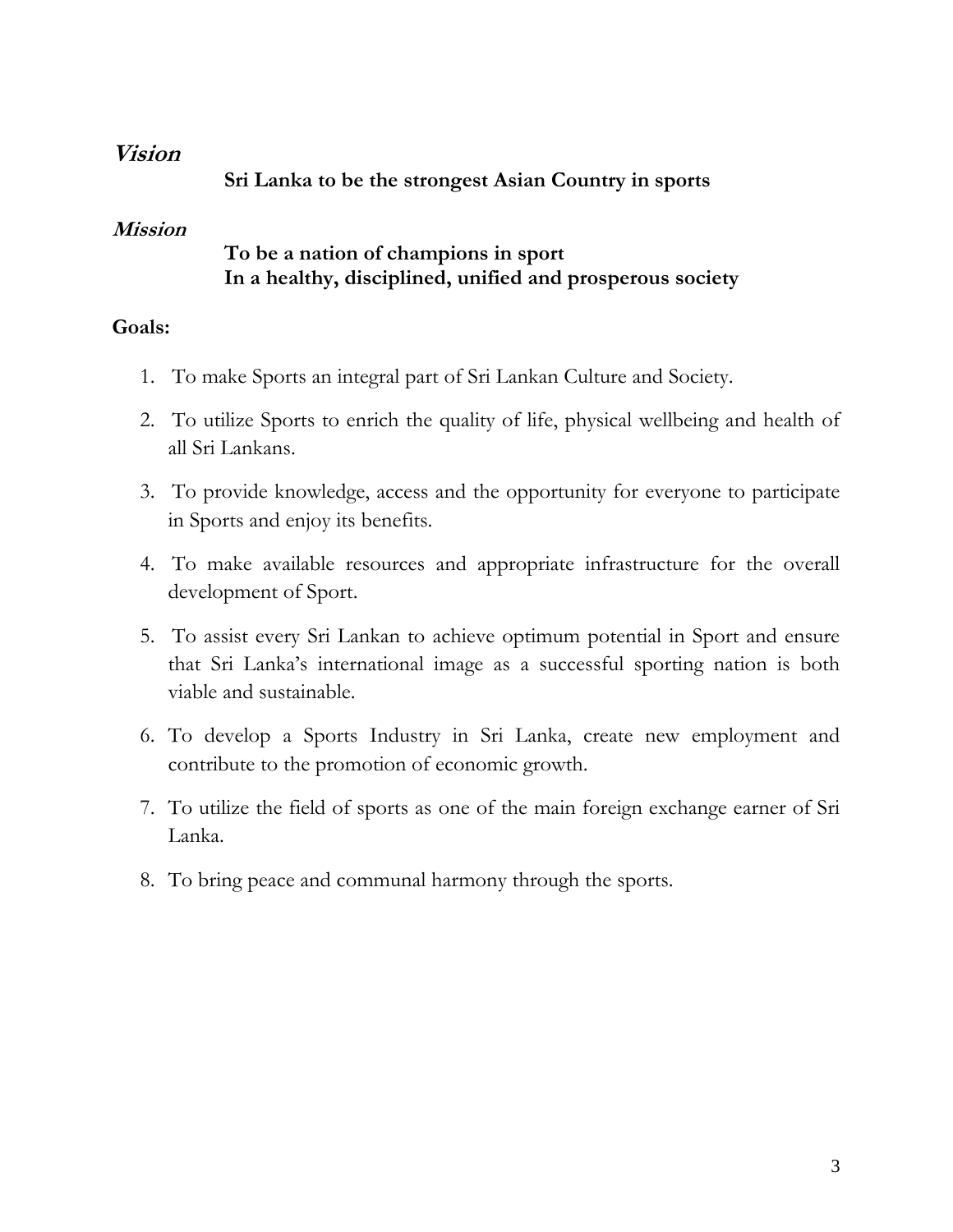## *Vision*

**Sri Lanka to be the strongest Asian Country in sports**

## *Mission*

**To be a nation of champions in sport**
**In a healthy, disciplined, unified and prosperous society**

**Goals:**

1. To make Sports an integral part of Sri Lankan Culture and Society.

2. To utilize Sports to enrich the quality of life, physical wellbeing and health of all Sri Lankans.

3. To provide knowledge, access and the opportunity for everyone to participate in Sports and enjoy its benefits.

4. To make available resources and appropriate infrastructure for the overall development of Sport.

5. To assist every Sri Lankan to achieve optimum potential in Sport and ensure that Sri Lanka's international image as a successful sporting nation is both viable and sustainable.

6. To develop a Sports Industry in Sri Lanka, create new employment and contribute to the promotion of economic growth.

7. To utilize the field of sports as one of the main foreign exchange earner of Sri Lanka.

8. To bring peace and communal harmony through the sports.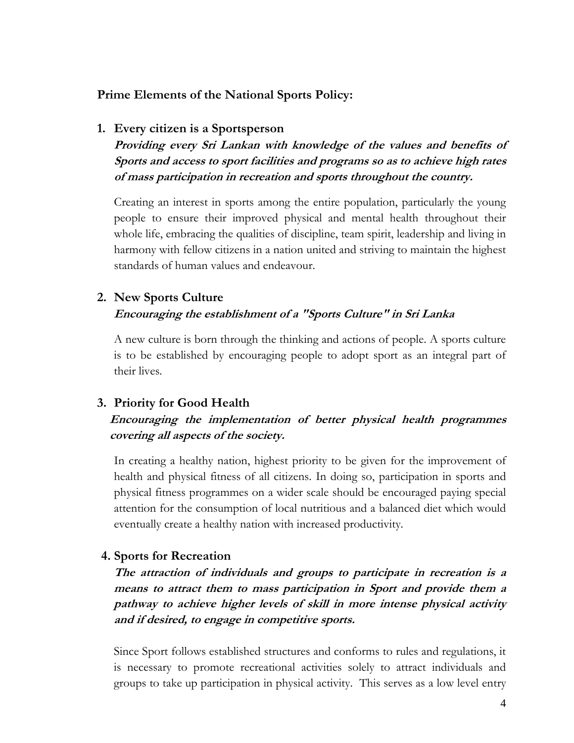**Prime Elements of the National Sports Policy:**

1. **Every citizen is a Sportsperson**

   ***Providing every Sri Lankan with knowledge of the values and benefits of Sports and access to sport facilities and programs so as to achieve high rates of mass participation in recreation and sports throughout the country.***

   Creating an interest in sports among the entire population, particularly the young people to ensure their improved physical and mental health throughout their whole life, embracing the qualities of discipline, team spirit, leadership and living in harmony with fellow citizens in a nation united and striving to maintain the highest standards of human values and endeavour.

2. **New Sports Culture**

   ***Encouraging the establishment of a "Sports Culture" in Sri Lanka***

   A new culture is born through the thinking and actions of people. A sports culture is to be established by encouraging people to adopt sport as an integral part of their lives.

3. **Priority for Good Health**

   ***Encouraging the implementation of better physical health programmes covering all aspects of the society.***

   In creating a healthy nation, highest priority to be given for the improvement of health and physical fitness of all citizens. In doing so, participation in sports and physical fitness programmes on a wider scale should be encouraged paying special attention for the consumption of local nutritious and a balanced diet which would eventually create a healthy nation with increased productivity.

4. **Sports for Recreation**

   ***The attraction of individuals and groups to participate in recreation is a means to attract them to mass participation in Sport and provide them a pathway to achieve higher levels of skill in more intense physical activity and if desired, to engage in competitive sports.***

   Since Sport follows established structures and conforms to rules and regulations, it is necessary to promote recreational activities solely to attract individuals and groups to take up participation in physical activity. This serves as a low level entry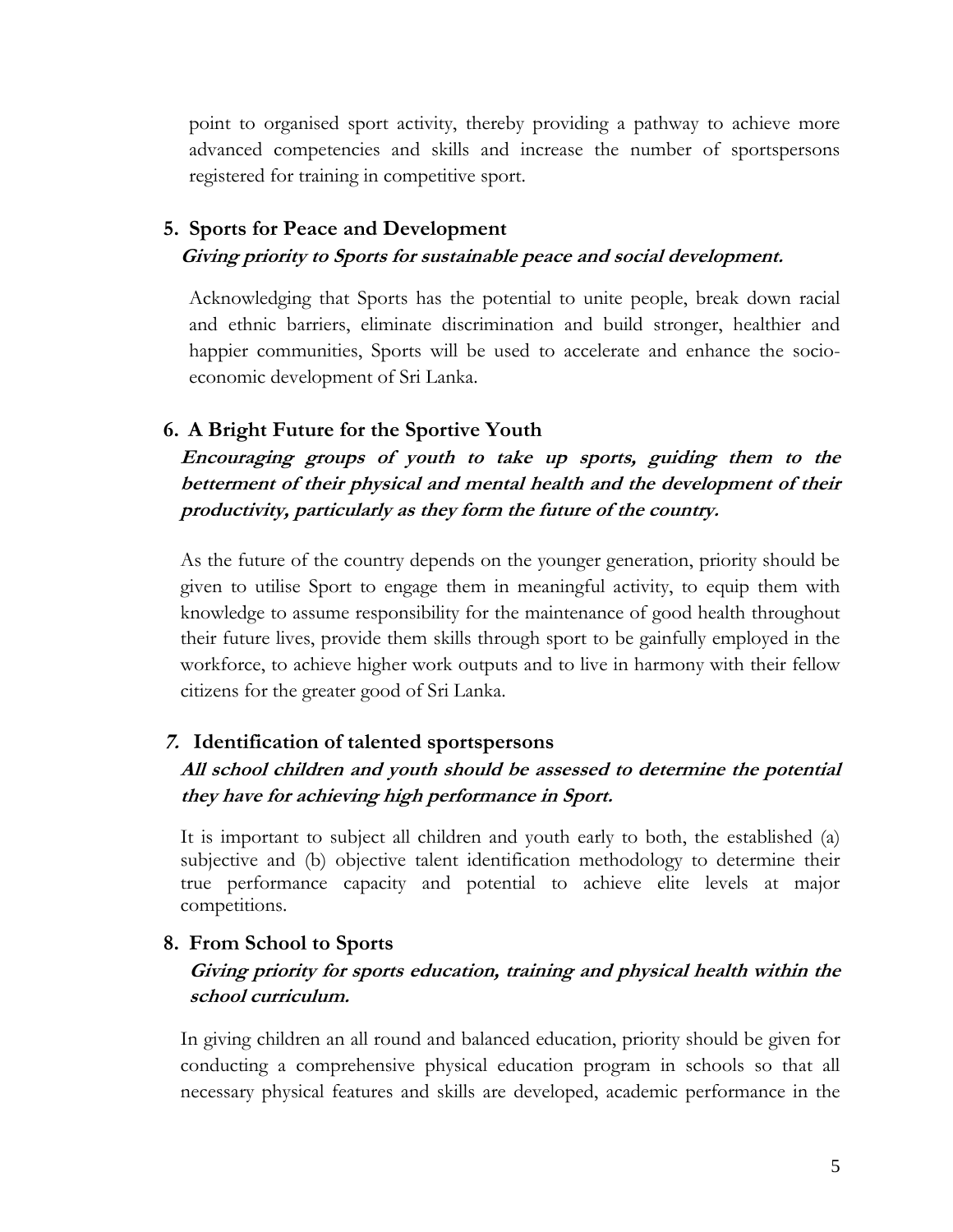point to organised sport activity, thereby providing a pathway to achieve more advanced competencies and skills and increase the number of sportspersons registered for training in competitive sport.

## 5. Sports for Peace and Development

***Giving priority to Sports for sustainable peace and social development.***

Acknowledging that Sports has the potential to unite people, break down racial and ethnic barriers, eliminate discrimination and build stronger, healthier and happier communities, Sports will be used to accelerate and enhance the socio-economic development of Sri Lanka.

## 6. A Bright Future for the Sportive Youth

***Encouraging groups of youth to take up sports, guiding them to the betterment of their physical and mental health and the development of their productivity, particularly as they form the future of the country.***

As the future of the country depends on the younger generation, priority should be given to utilise Sport to engage them in meaningful activity, to equip them with knowledge to assume responsibility for the maintenance of good health throughout their future lives, provide them skills through sport to be gainfully employed in the workforce, to achieve higher work outputs and to live in harmony with their fellow citizens for the greater good of Sri Lanka.

## 7. Identification of talented sportspersons

***All school children and youth should be assessed to determine the potential they have for achieving high performance in Sport.***

It is important to subject all children and youth early to both, the established (a) subjective and (b) objective talent identification methodology to determine their true performance capacity and potential to achieve elite levels at major competitions.

## 8. From School to Sports

***Giving priority for sports education, training and physical health within the school curriculum.***

In giving children an all round and balanced education, priority should be given for conducting a comprehensive physical education program in schools so that all necessary physical features and skills are developed, academic performance in the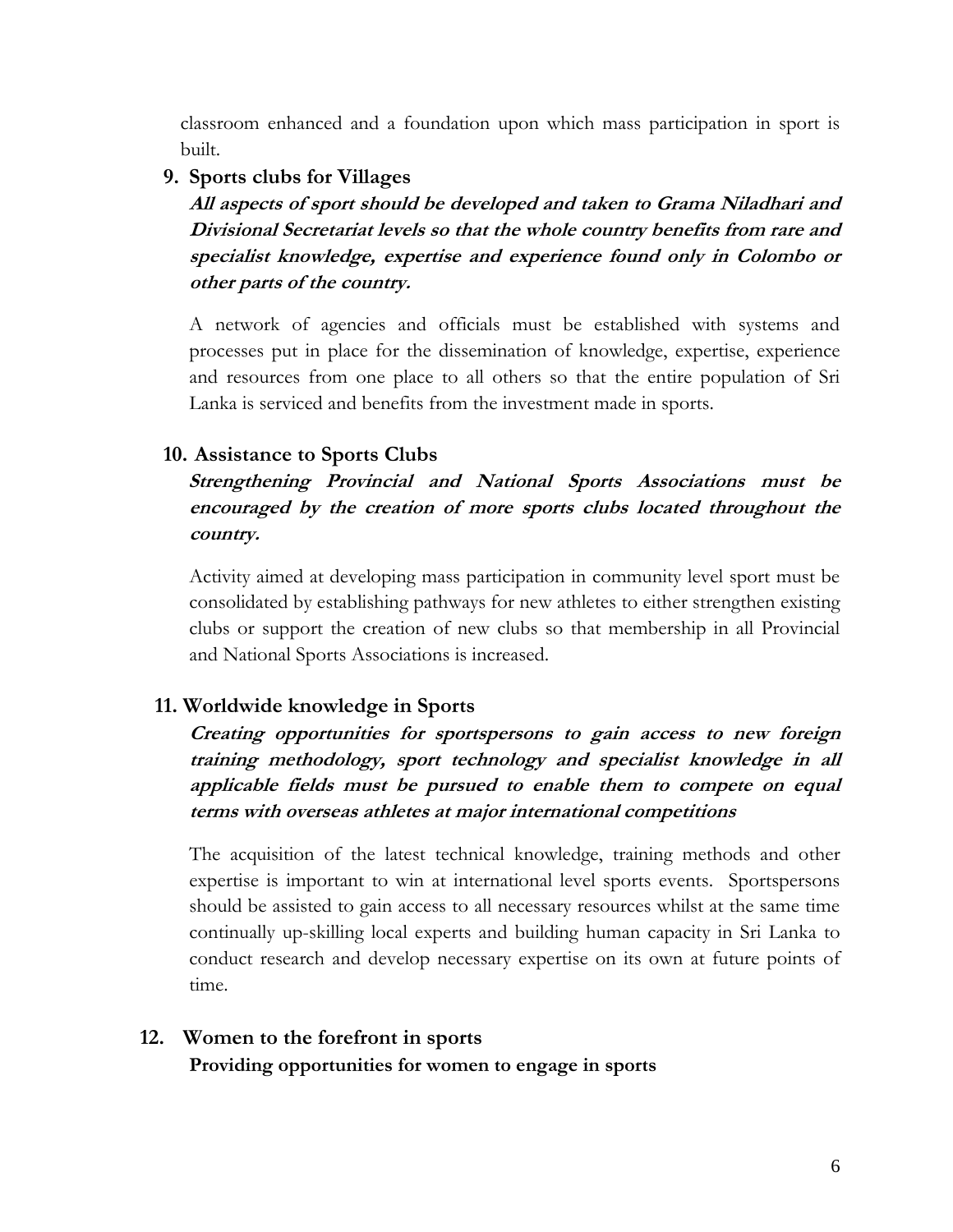classroom enhanced and a foundation upon which mass participation in sport is built.

**9. Sports clubs for Villages**

***All aspects of sport should be developed and taken to Grama Niladhari and Divisional Secretariat levels so that the whole country benefits from rare and specialist knowledge, expertise and experience found only in Colombo or other parts of the country.***

A network of agencies and officials must be established with systems and processes put in place for the dissemination of knowledge, expertise, experience and resources from one place to all others so that the entire population of Sri Lanka is serviced and benefits from the investment made in sports.

**10. Assistance to Sports Clubs**

***Strengthening Provincial and National Sports Associations must be encouraged by the creation of more sports clubs located throughout the country.***

Activity aimed at developing mass participation in community level sport must be consolidated by establishing pathways for new athletes to either strengthen existing clubs or support the creation of new clubs so that membership in all Provincial and National Sports Associations is increased.

**11. Worldwide knowledge in Sports**

***Creating opportunities for sportspersons to gain access to new foreign training methodology, sport technology and specialist knowledge in all applicable fields must be pursued to enable them to compete on equal terms with overseas athletes at major international competitions***

The acquisition of the latest technical knowledge, training methods and other expertise is important to win at international level sports events. Sportspersons should be assisted to gain access to all necessary resources whilst at the same time continually up-skilling local experts and building human capacity in Sri Lanka to conduct research and develop necessary expertise on its own at future points of time.

**12. Women to the forefront in sports**

**Providing opportunities for women to engage in sports**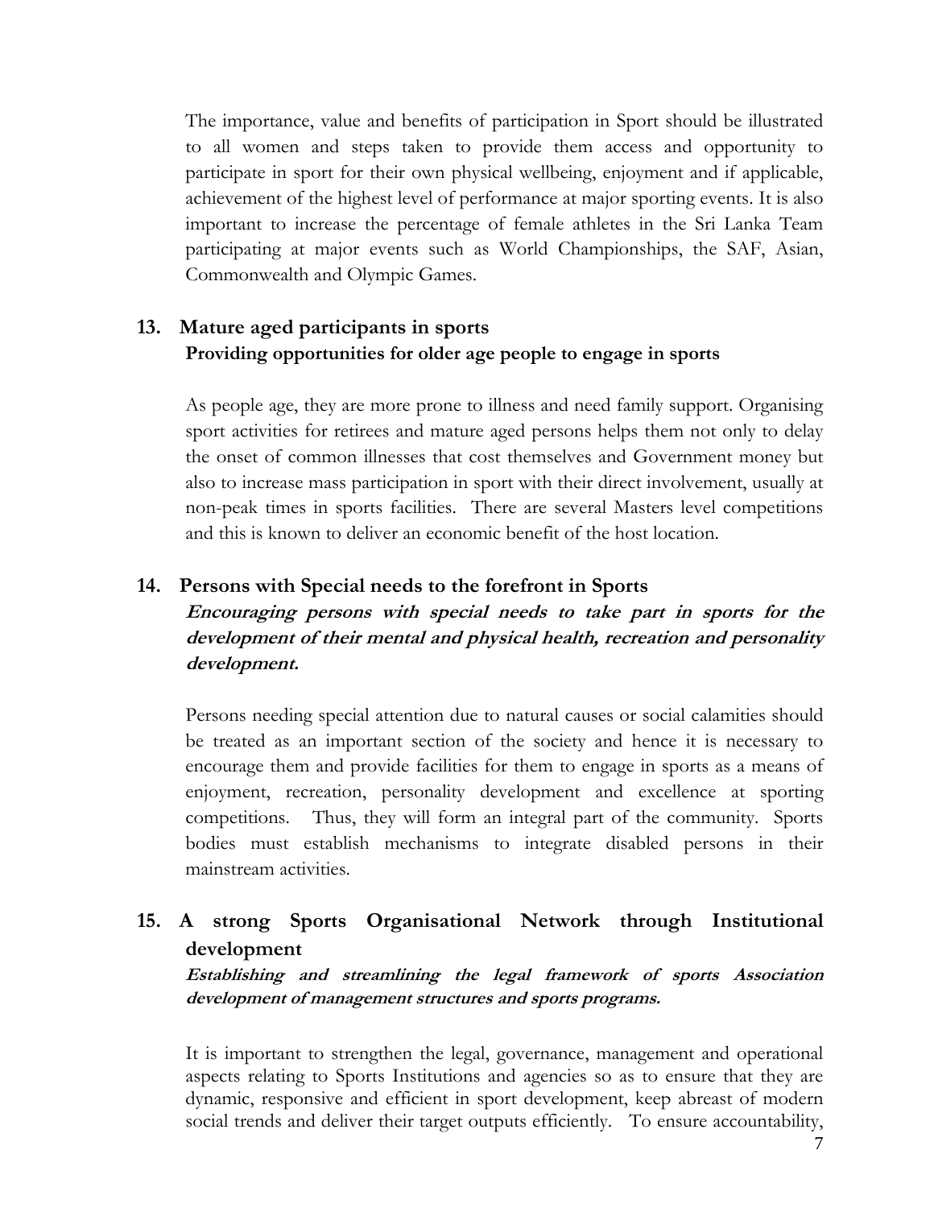The importance, value and benefits of participation in Sport should be illustrated to all women and steps taken to provide them access and opportunity to participate in sport for their own physical wellbeing, enjoyment and if applicable, achievement of the highest level of performance at major sporting events. It is also important to increase the percentage of female athletes in the Sri Lanka Team participating at major events such as World Championships, the SAF, Asian, Commonwealth and Olympic Games.

## 13. Mature aged participants in sports

**Providing opportunities for older age people to engage in sports**

As people age, they are more prone to illness and need family support. Organising sport activities for retirees and mature aged persons helps them not only to delay the onset of common illnesses that cost themselves and Government money but also to increase mass participation in sport with their direct involvement, usually at non-peak times in sports facilities. There are several Masters level competitions and this is known to deliver an economic benefit of the host location.

## 14. Persons with Special needs to the forefront in Sports

***Encouraging persons with special needs to take part in sports for the development of their mental and physical health, recreation and personality development.***

Persons needing special attention due to natural causes or social calamities should be treated as an important section of the society and hence it is necessary to encourage them and provide facilities for them to engage in sports as a means of enjoyment, recreation, personality development and excellence at sporting competitions. Thus, they will form an integral part of the community. Sports bodies must establish mechanisms to integrate disabled persons in their mainstream activities.

## 15. A strong Sports Organisational Network through Institutional development

***Establishing and streamlining the legal framework of sports Association development of management structures and sports programs.***

It is important to strengthen the legal, governance, management and operational aspects relating to Sports Institutions and agencies so as to ensure that they are dynamic, responsive and efficient in sport development, keep abreast of modern social trends and deliver their target outputs efficiently. To ensure accountability,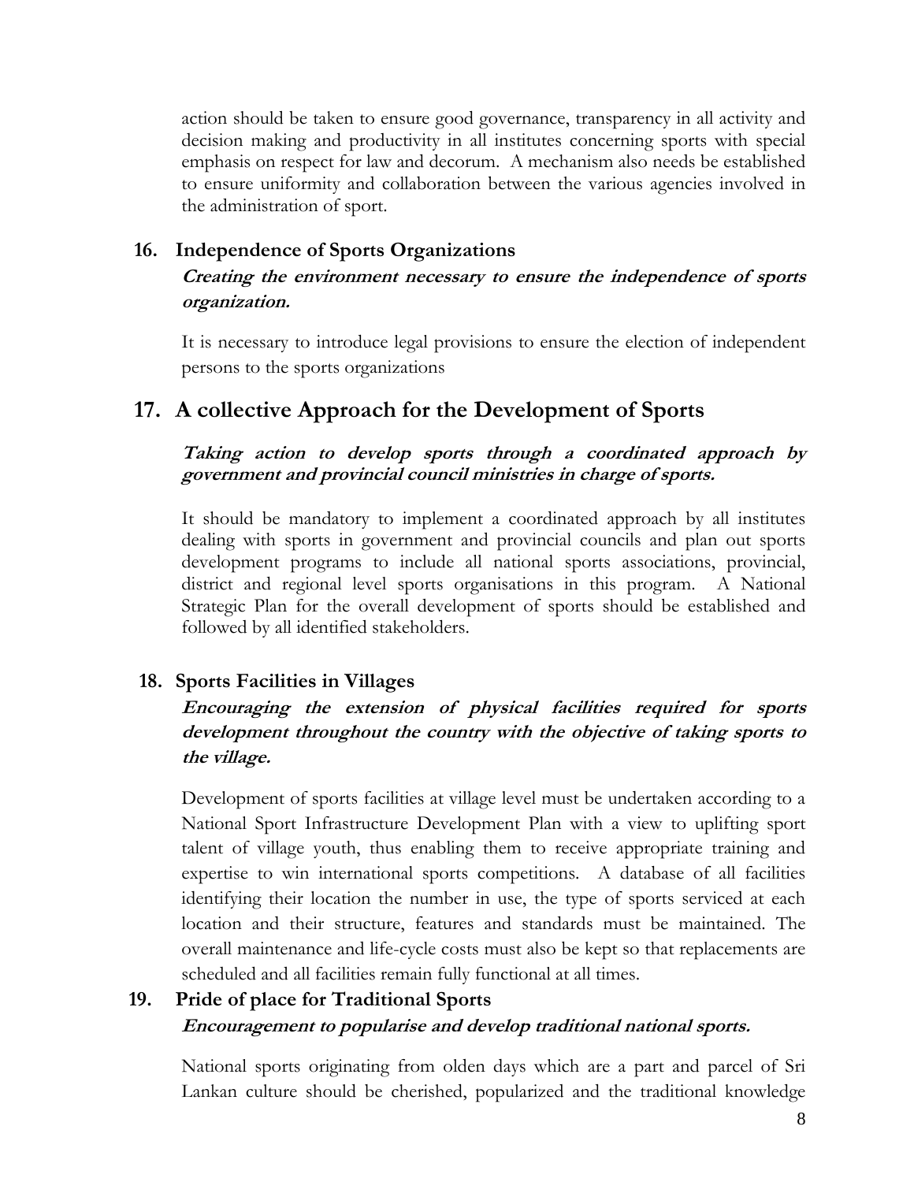action should be taken to ensure good governance, transparency in all activity and decision making and productivity in all institutes concerning sports with special emphasis on respect for law and decorum. A mechanism also needs be established to ensure uniformity and collaboration between the various agencies involved in the administration of sport.

### 16. Independence of Sports Organizations

***Creating the environment necessary to ensure the independence of sports organization.***

It is necessary to introduce legal provisions to ensure the election of independent persons to the sports organizations

## 17. A collective Approach for the Development of Sports

***Taking action to develop sports through a coordinated approach by government and provincial council ministries in charge of sports.***

It should be mandatory to implement a coordinated approach by all institutes dealing with sports in government and provincial councils and plan out sports development programs to include all national sports associations, provincial, district and regional level sports organisations in this program. A National Strategic Plan for the overall development of sports should be established and followed by all identified stakeholders.

### 18. Sports Facilities in Villages

***Encouraging the extension of physical facilities required for sports development throughout the country with the objective of taking sports to the village.***

Development of sports facilities at village level must be undertaken according to a National Sport Infrastructure Development Plan with a view to uplifting sport talent of village youth, thus enabling them to receive appropriate training and expertise to win international sports competitions. A database of all facilities identifying their location the number in use, the type of sports serviced at each location and their structure, features and standards must be maintained. The overall maintenance and life-cycle costs must also be kept so that replacements are scheduled and all facilities remain fully functional at all times.

### 19. Pride of place for Traditional Sports

***Encouragement to popularise and develop traditional national sports.***

National sports originating from olden days which are a part and parcel of Sri Lankan culture should be cherished, popularized and the traditional knowledge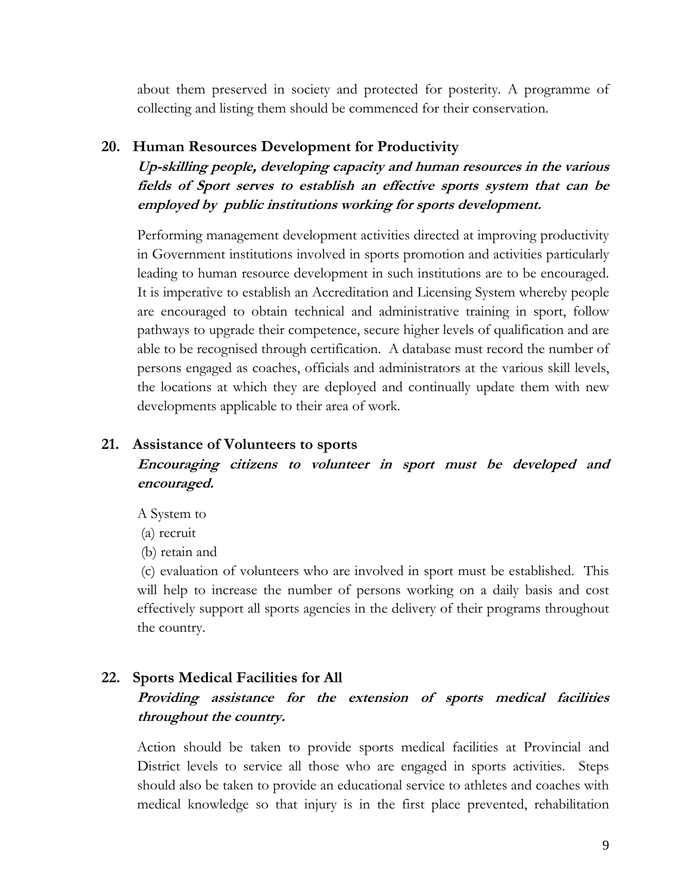about them preserved in society and protected for posterity. A programme of collecting and listing them should be commenced for their conservation.

## 20. Human Resources Development for Productivity

***Up-skilling people, developing capacity and human resources in the various fields of Sport serves to establish an effective sports system that can be employed by public institutions working for sports development.***

Performing management development activities directed at improving productivity in Government institutions involved in sports promotion and activities particularly leading to human resource development in such institutions are to be encouraged. It is imperative to establish an Accreditation and Licensing System whereby people are encouraged to obtain technical and administrative training in sport, follow pathways to upgrade their competence, secure higher levels of qualification and are able to be recognised through certification. A database must record the number of persons engaged as coaches, officials and administrators at the various skill levels, the locations at which they are deployed and continually update them with new developments applicable to their area of work.

## 21. Assistance of Volunteers to sports

***Encouraging citizens to volunteer in sport must be developed and encouraged.***

A System to
(a) recruit
(b) retain and
(c) evaluation of volunteers who are involved in sport must be established. This will help to increase the number of persons working on a daily basis and cost effectively support all sports agencies in the delivery of their programs throughout the country.

## 22. Sports Medical Facilities for All

***Providing assistance for the extension of sports medical facilities throughout the country.***

Action should be taken to provide sports medical facilities at Provincial and District levels to service all those who are engaged in sports activities. Steps should also be taken to provide an educational service to athletes and coaches with medical knowledge so that injury is in the first place prevented, rehabilitation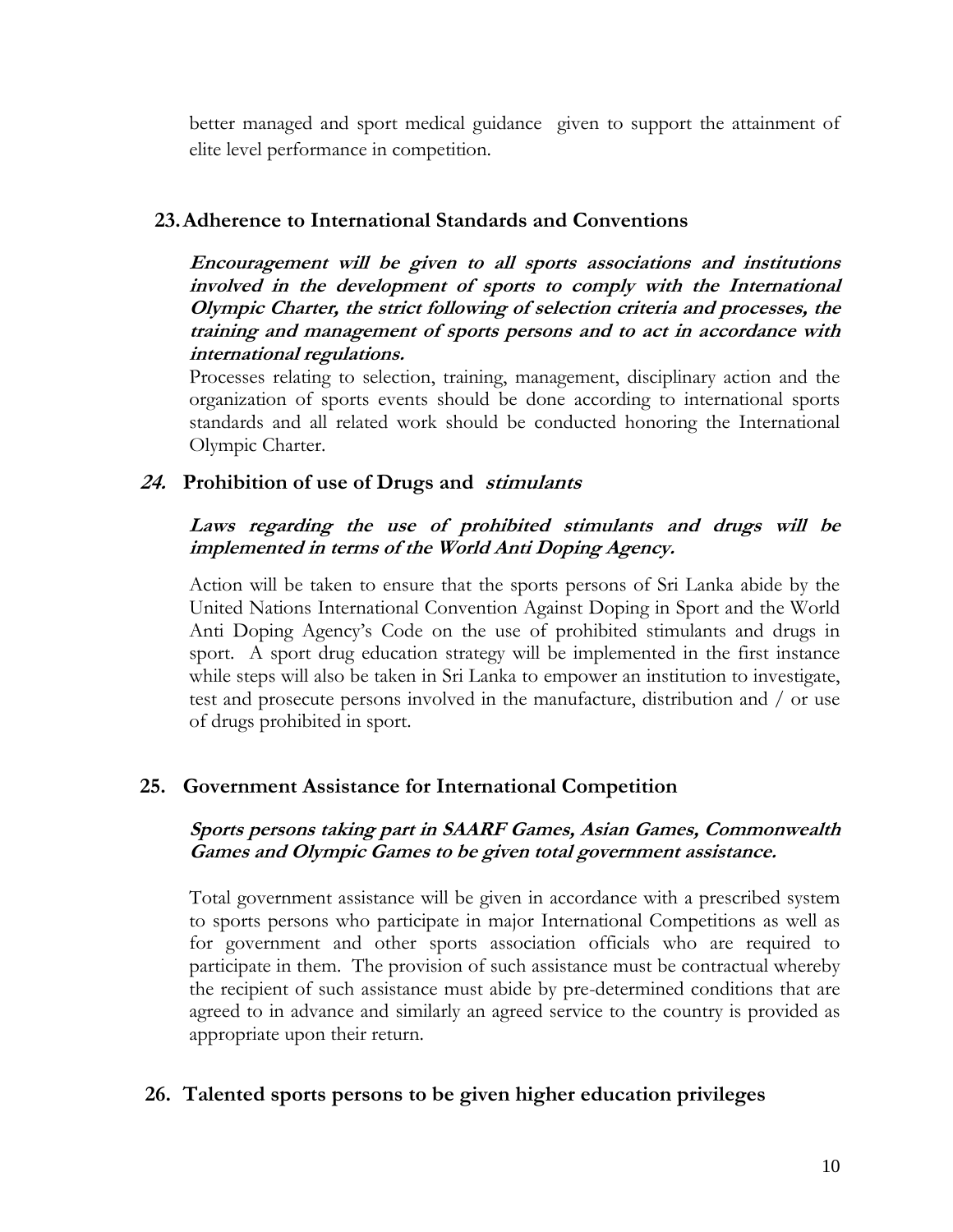better managed and sport medical guidance given to support the attainment of elite level performance in competition.

## 23. Adherence to International Standards and Conventions

***Encouragement will be given to all sports associations and institutions involved in the development of sports to comply with the International Olympic Charter, the strict following of selection criteria and processes, the training and management of sports persons and to act in accordance with international regulations.***

Processes relating to selection, training, management, disciplinary action and the organization of sports events should be done according to international sports standards and all related work should be conducted honoring the International Olympic Charter.

## *24.* Prohibition of use of Drugs and *stimulants*

***Laws regarding the use of prohibited stimulants and drugs will be implemented in terms of the World Anti Doping Agency.***

Action will be taken to ensure that the sports persons of Sri Lanka abide by the United Nations International Convention Against Doping in Sport and the World Anti Doping Agency's Code on the use of prohibited stimulants and drugs in sport. A sport drug education strategy will be implemented in the first instance while steps will also be taken in Sri Lanka to empower an institution to investigate, test and prosecute persons involved in the manufacture, distribution and / or use of drugs prohibited in sport.

## 25. Government Assistance for International Competition

***Sports persons taking part in SAARF Games, Asian Games, Commonwealth Games and Olympic Games to be given total government assistance.***

Total government assistance will be given in accordance with a prescribed system to sports persons who participate in major International Competitions as well as for government and other sports association officials who are required to participate in them. The provision of such assistance must be contractual whereby the recipient of such assistance must abide by pre-determined conditions that are agreed to in advance and similarly an agreed service to the country is provided as appropriate upon their return.

## 26. Talented sports persons to be given higher education privileges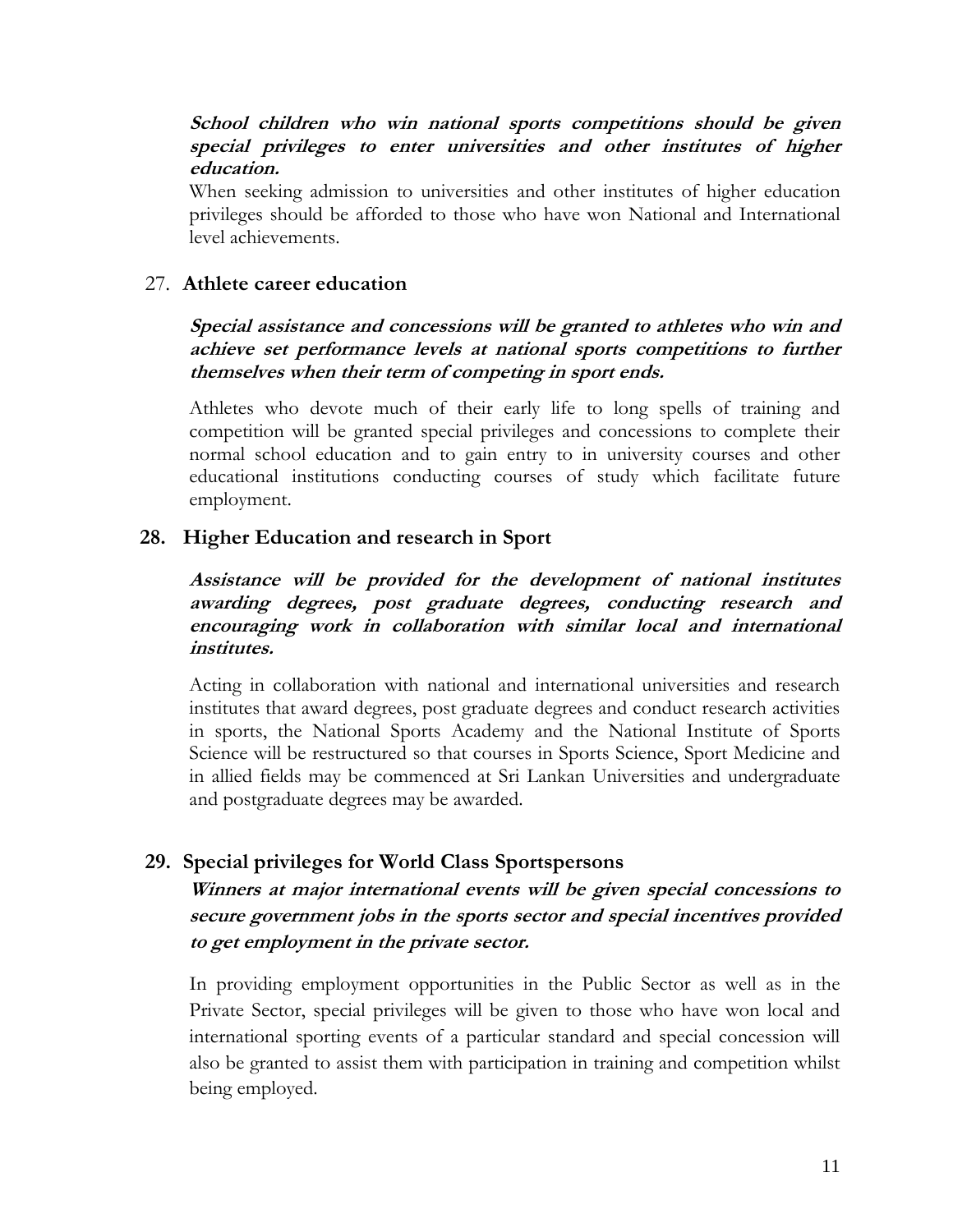***School children who win national sports competitions should be given special privileges to enter universities and other institutes of higher education.***

When seeking admission to universities and other institutes of higher education privileges should be afforded to those who have won National and International level achievements.

## 27. Athlete career education

***Special assistance and concessions will be granted to athletes who win and achieve set performance levels at national sports competitions to further themselves when their term of competing in sport ends.***

Athletes who devote much of their early life to long spells of training and competition will be granted special privileges and concessions to complete their normal school education and to gain entry to in university courses and other educational institutions conducting courses of study which facilitate future employment.

## 28. Higher Education and research in Sport

***Assistance will be provided for the development of national institutes awarding degrees, post graduate degrees, conducting research and encouraging work in collaboration with similar local and international institutes.***

Acting in collaboration with national and international universities and research institutes that award degrees, post graduate degrees and conduct research activities in sports, the National Sports Academy and the National Institute of Sports Science will be restructured so that courses in Sports Science, Sport Medicine and in allied fields may be commenced at Sri Lankan Universities and undergraduate and postgraduate degrees may be awarded.

## 29. Special privileges for World Class Sportspersons

***Winners at major international events will be given special concessions to secure government jobs in the sports sector and special incentives provided to get employment in the private sector.***

In providing employment opportunities in the Public Sector as well as in the Private Sector, special privileges will be given to those who have won local and international sporting events of a particular standard and special concession will also be granted to assist them with participation in training and competition whilst being employed.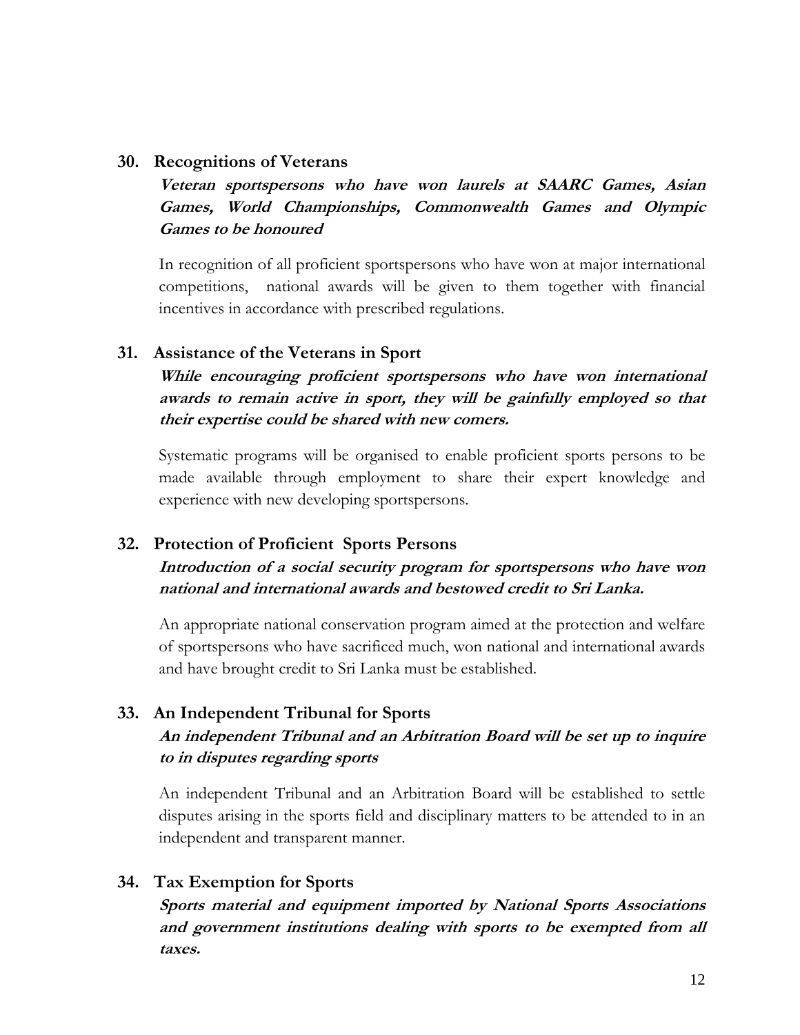## 30. Recognitions of Veterans

***Veteran sportspersons who have won laurels at SAARC Games, Asian Games, World Championships, Commonwealth Games and Olympic Games to be honoured***

In recognition of all proficient sportspersons who have won at major international competitions, national awards will be given to them together with financial incentives in accordance with prescribed regulations.

## 31. Assistance of the Veterans in Sport

***While encouraging proficient sportspersons who have won international awards to remain active in sport, they will be gainfully employed so that their expertise could be shared with new comers.***

Systematic programs will be organised to enable proficient sports persons to be made available through employment to share their expert knowledge and experience with new developing sportspersons.

## 32. Protection of Proficient Sports Persons

***Introduction of a social security program for sportspersons who have won national and international awards and bestowed credit to Sri Lanka.***

An appropriate national conservation program aimed at the protection and welfare of sportspersons who have sacrificed much, won national and international awards and have brought credit to Sri Lanka must be established.

## 33. An Independent Tribunal for Sports

***An independent Tribunal and an Arbitration Board will be set up to inquire to in disputes regarding sports***

An independent Tribunal and an Arbitration Board will be established to settle disputes arising in the sports field and disciplinary matters to be attended to in an independent and transparent manner.

## 34. Tax Exemption for Sports

***Sports material and equipment imported by National Sports Associations and government institutions dealing with sports to be exempted from all taxes.***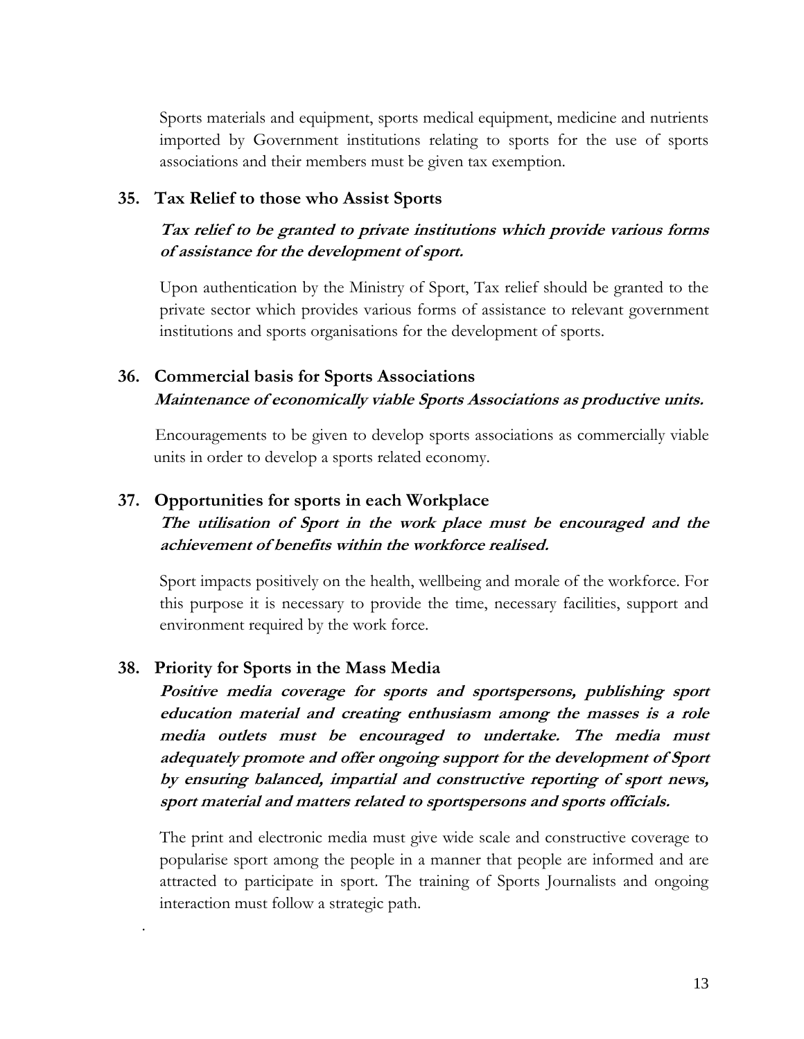Sports materials and equipment, sports medical equipment, medicine and nutrients imported by Government institutions relating to sports for the use of sports associations and their members must be given tax exemption.

## 35. Tax Relief to those who Assist Sports

***Tax relief to be granted to private institutions which provide various forms of assistance for the development of sport.***

Upon authentication by the Ministry of Sport, Tax relief should be granted to the private sector which provides various forms of assistance to relevant government institutions and sports organisations for the development of sports.

## 36. Commercial basis for Sports Associations

***Maintenance of economically viable Sports Associations as productive units.***

Encouragements to be given to develop sports associations as commercially viable units in order to develop a sports related economy.

## 37. Opportunities for sports in each Workplace

***The utilisation of Sport in the work place must be encouraged and the achievement of benefits within the workforce realised.***

Sport impacts positively on the health, wellbeing and morale of the workforce. For this purpose it is necessary to provide the time, necessary facilities, support and environment required by the work force.

## 38. Priority for Sports in the Mass Media

***Positive media coverage for sports and sportspersons, publishing sport education material and creating enthusiasm among the masses is a role media outlets must be encouraged to undertake. The media must adequately promote and offer ongoing support for the development of Sport by ensuring balanced, impartial and constructive reporting of sport news, sport material and matters related to sportspersons and sports officials.***

The print and electronic media must give wide scale and constructive coverage to popularise sport among the people in a manner that people are informed and are attracted to participate in sport. The training of Sports Journalists and ongoing interaction must follow a strategic path.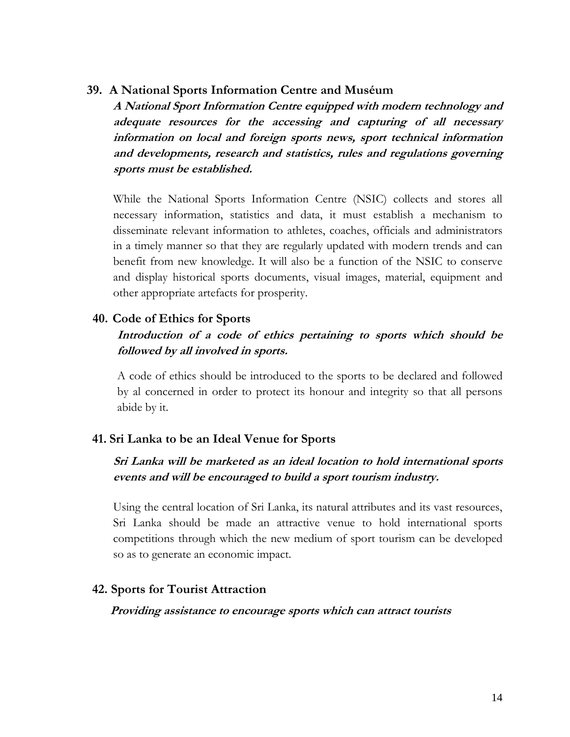## 39. A National Sports Information Centre and Muséum

***A National Sport Information Centre equipped with modern technology and adequate resources for the accessing and capturing of all necessary information on local and foreign sports news, sport technical information and developments, research and statistics, rules and regulations governing sports must be established.***

While the National Sports Information Centre (NSIC) collects and stores all necessary information, statistics and data, it must establish a mechanism to disseminate relevant information to athletes, coaches, officials and administrators in a timely manner so that they are regularly updated with modern trends and can benefit from new knowledge. It will also be a function of the NSIC to conserve and display historical sports documents, visual images, material, equipment and other appropriate artefacts for prosperity.

## 40. Code of Ethics for Sports

***Introduction of a code of ethics pertaining to sports which should be followed by all involved in sports.***

A code of ethics should be introduced to the sports to be declared and followed by al concerned in order to protect its honour and integrity so that all persons abide by it.

## 41. Sri Lanka to be an Ideal Venue for Sports

***Sri Lanka will be marketed as an ideal location to hold international sports events and will be encouraged to build a sport tourism industry.***

Using the central location of Sri Lanka, its natural attributes and its vast resources, Sri Lanka should be made an attractive venue to hold international sports competitions through which the new medium of sport tourism can be developed so as to generate an economic impact.

## 42. Sports for Tourist Attraction

***Providing assistance to encourage sports which can attract tourists***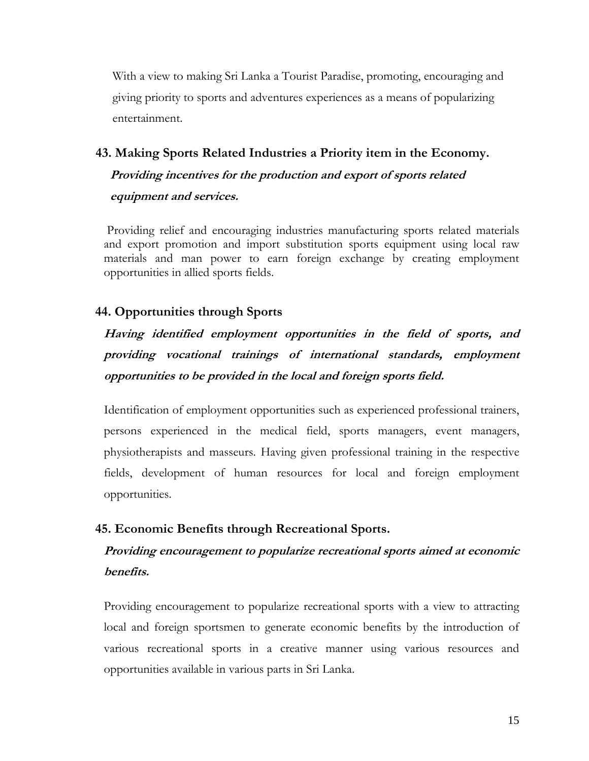With a view to making Sri Lanka a Tourist Paradise, promoting, encouraging and giving priority to sports and adventures experiences as a means of popularizing entertainment.

### 43. Making Sports Related Industries a Priority item in the Economy.

***Providing incentives for the production and export of sports related equipment and services.***

Providing relief and encouraging industries manufacturing sports related materials and export promotion and import substitution sports equipment using local raw materials and man power to earn foreign exchange by creating employment opportunities in allied sports fields.

### 44. Opportunities through Sports

***Having identified employment opportunities in the field of sports, and providing vocational trainings of international standards, employment opportunities to be provided in the local and foreign sports field.***

Identification of employment opportunities such as experienced professional trainers, persons experienced in the medical field, sports managers, event managers, physiotherapists and masseurs. Having given professional training in the respective fields, development of human resources for local and foreign employment opportunities.

### 45. Economic Benefits through Recreational Sports.

***Providing encouragement to popularize recreational sports aimed at economic benefits.***

Providing encouragement to popularize recreational sports with a view to attracting local and foreign sportsmen to generate economic benefits by the introduction of various recreational sports in a creative manner using various resources and opportunities available in various parts in Sri Lanka.